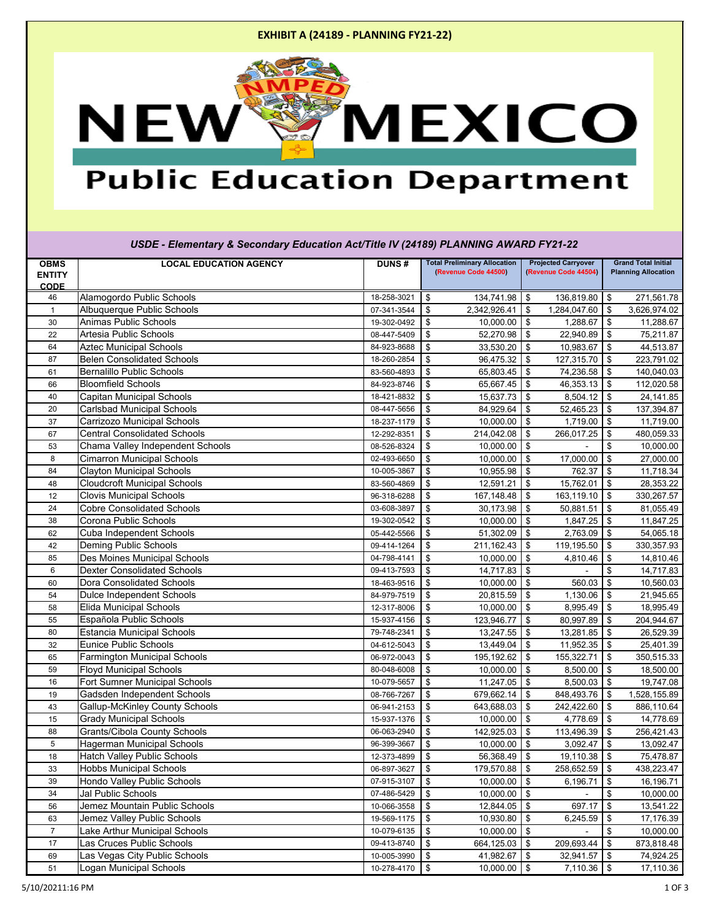# EXHIBIT A (24189 - PLANNING FY21-22)

NEW MEXICO
Public Education Department

*USDE - Elementary & Secondary Education Act/Title IV (24189) PLANNING AWARD FY21-22*

| OBMS ENTITY CODE | LOCAL EDUCATION AGENCY | DUNS # | Total Preliminary Allocation (Revenue Code 44500) | Projected Carryover (Revenue Code 44504) | Grand Total Initial Planning Allocation |
|---|---|---|---|---|---|
| 46 | Alamogordo Public Schools | 18-258-3021 | $ 134,741.98 | $ 136,819.80 | $ 271,561.78 |
| 1 | Albuquerque Public Schools | 07-341-3544 | $ 2,342,926.41 | $ 1,284,047.60 | $ 3,626,974.02 |
| 30 | Animas Public Schools | 19-302-0492 | $ 10,000.00 | $ 1,288.67 | $ 11,288.67 |
| 22 | Artesia Public Schools | 08-447-5409 | $ 52,270.98 | $ 22,940.89 | $ 75,211.87 |
| 64 | Aztec Municipal Schools | 84-923-8688 | $ 33,530.20 | $ 10,983.67 | $ 44,513.87 |
| 87 | Belen Consolidated Schools | 18-260-2854 | $ 96,475.32 | $ 127,315.70 | $ 223,791.02 |
| 61 | Bernalillo Public Schools | 83-560-4893 | $ 65,803.45 | $ 74,236.58 | $ 140,040.03 |
| 66 | Bloomfield Schools | 84-923-8746 | $ 65,667.45 | $ 46,353.13 | $ 112,020.58 |
| 40 | Capitan Municipal Schools | 18-421-8832 | $ 15,637.73 | $ 8,504.12 | $ 24,141.85 |
| 20 | Carlsbad Municipal Schools | 08-447-5656 | $ 84,929.64 | $ 52,465.23 | $ 137,394.87 |
| 37 | Carrizozo Municipal Schools | 18-237-1179 | $ 10,000.00 | $ 1,719.00 | $ 11,719.00 |
| 67 | Central Consolidated Schools | 12-292-8351 | $ 214,042.08 | $ 266,017.25 | $ 480,059.33 |
| 53 | Chama Valley Independent Schools | 08-526-8324 | $ 10,000.00 | $ - | $ 10,000.00 |
| 8 | Cimarron Municipal Schools | 02-493-6650 | $ 10,000.00 | $ 17,000.00 | $ 27,000.00 |
| 84 | Clayton Municipal Schools | 10-005-3867 | $ 10,955.98 | $ 762.37 | $ 11,718.34 |
| 48 | Cloudcroft Municipal Schools | 83-560-4869 | $ 12,591.21 | $ 15,762.01 | $ 28,353.22 |
| 12 | Clovis Municipal Schools | 96-318-6288 | $ 167,148.48 | $ 163,119.10 | $ 330,267.57 |
| 24 | Cobre Consolidated Schools | 03-608-3897 | $ 30,173.98 | $ 50,881.51 | $ 81,055.49 |
| 38 | Corona Public Schools | 19-302-0542 | $ 10,000.00 | $ 1,847.25 | $ 11,847.25 |
| 62 | Cuba Independent Schools | 05-442-5566 | $ 51,302.09 | $ 2,763.09 | $ 54,065.18 |
| 42 | Deming Public Schools | 09-414-1264 | $ 211,162.43 | $ 119,195.50 | $ 330,357.93 |
| 85 | Des Moines Municipal Schools | 04-798-4141 | $ 10,000.00 | $ 4,810.46 | $ 14,810.46 |
| 6 | Dexter Consolidated Schools | 09-413-7593 | $ 14,717.83 | $ - | $ 14,717.83 |
| 60 | Dora Consolidated Schools | 18-463-9516 | $ 10,000.00 | $ 560.03 | $ 10,560.03 |
| 54 | Dulce Independent Schools | 84-979-7519 | $ 20,815.59 | $ 1,130.06 | $ 21,945.65 |
| 58 | Elida Municipal Schools | 12-317-8006 | $ 10,000.00 | $ 8,995.49 | $ 18,995.49 |
| 55 | Española Public Schools | 15-937-4156 | $ 123,946.77 | $ 80,997.89 | $ 204,944.67 |
| 80 | Estancia Municipal Schools | 79-748-2341 | $ 13,247.55 | $ 13,281.85 | $ 26,529.39 |
| 32 | Eunice Public Schools | 04-612-5043 | $ 13,449.04 | $ 11,952.35 | $ 25,401.39 |
| 65 | Farmington Municipal Schools | 06-972-0043 | $ 195,192.62 | $ 155,322.71 | $ 350,515.33 |
| 59 | Floyd Municipal Schools | 80-048-6008 | $ 10,000.00 | $ 8,500.00 | $ 18,500.00 |
| 16 | Fort Sumner Municipal Schools | 10-079-5657 | $ 11,247.05 | $ 8,500.03 | $ 19,747.08 |
| 19 | Gadsden Independent Schools | 08-766-7267 | $ 679,662.14 | $ 848,493.76 | $ 1,528,155.89 |
| 43 | Gallup-McKinley County Schools | 06-941-2153 | $ 643,688.03 | $ 242,422.60 | $ 886,110.64 |
| 15 | Grady Municipal Schools | 15-937-1376 | $ 10,000.00 | $ 4,778.69 | $ 14,778.69 |
| 88 | Grants/Cibola County Schools | 06-063-2940 | $ 142,925.03 | $ 113,496.39 | $ 256,421.43 |
| 5 | Hagerman Municipal Schools | 96-399-3667 | $ 10,000.00 | $ 3,092.47 | $ 13,092.47 |
| 18 | Hatch Valley Public Schools | 12-373-4899 | $ 56,368.49 | $ 19,110.38 | $ 75,478.87 |
| 33 | Hobbs Municipal Schools | 06-897-3627 | $ 179,570.88 | $ 258,652.59 | $ 438,223.47 |
| 39 | Hondo Valley Public Schools | 07-915-3107 | $ 10,000.00 | $ 6,196.71 | $ 16,196.71 |
| 34 | Jal Public Schools | 07-486-5429 | $ 10,000.00 | $ - | $ 10,000.00 |
| 56 | Jemez Mountain Public Schools | 10-066-3558 | $ 12,844.05 | $ 697.17 | $ 13,541.22 |
| 63 | Jemez Valley Public Schools | 19-569-1175 | $ 10,930.80 | $ 6,245.59 | $ 17,176.39 |
| 7 | Lake Arthur Municipal Schools | 10-079-6135 | $ 10,000.00 | $ - | $ 10,000.00 |
| 17 | Las Cruces Public Schools | 09-413-8740 | $ 664,125.03 | $ 209,693.44 | $ 873,818.48 |
| 69 | Las Vegas City Public Schools | 10-005-3990 | $ 41,982.67 | $ 32,941.57 | $ 74,924.25 |
| 51 | Logan Municipal Schools | 10-278-4170 | $ 10,000.00 | $ 7,110.36 | $ 17,110.36 |

5/10/20211:16 PM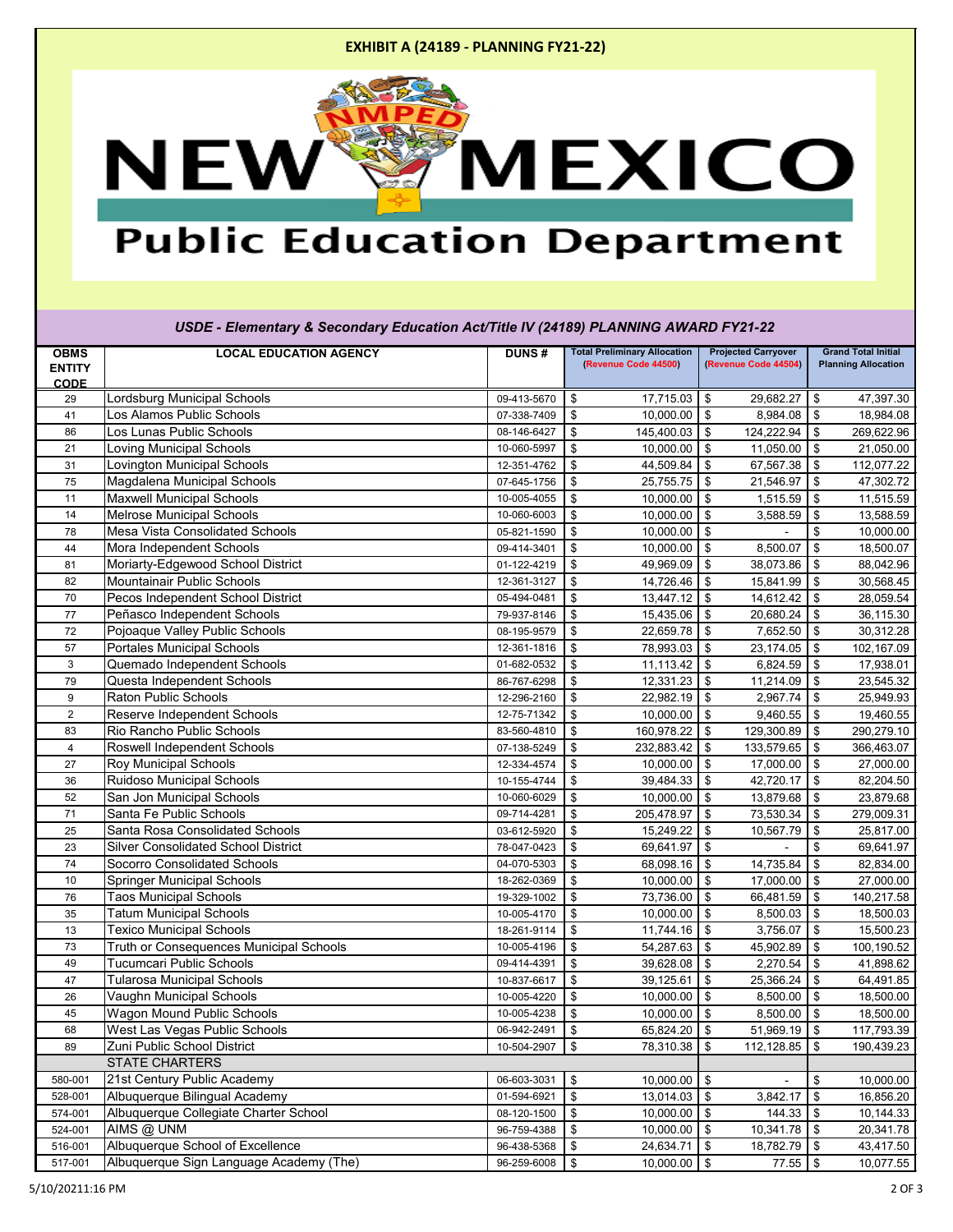**EXHIBIT A (24189 - PLANNING FY21-22)**

NEW MEXICO Public Education Department

*USDE - Elementary & Secondary Education Act/Title IV (24189) PLANNING AWARD FY21-22*

| OBMS ENTITY CODE | LOCAL EDUCATION AGENCY | DUNS # | Total Preliminary Allocation (Revenue Code 44500) | Projected Carryover (Revenue Code 44504) | Grand Total Initial Planning Allocation |
|---|---|---|---|---|---|
| 29 | Lordsburg Municipal Schools | 09-413-5670 | $ 17,715.03 | $ 29,682.27 | $ 47,397.30 |
| 41 | Los Alamos Public Schools | 07-338-7409 | $ 10,000.00 | $ 8,984.08 | $ 18,984.08 |
| 86 | Los Lunas Public Schools | 08-146-6427 | $ 145,400.03 | $ 124,222.94 | $ 269,622.96 |
| 21 | Loving Municipal Schools | 10-060-5997 | $ 10,000.00 | $ 11,050.00 | $ 21,050.00 |
| 31 | Lovington Municipal Schools | 12-351-4762 | $ 44,509.84 | $ 67,567.38 | $ 112,077.22 |
| 75 | Magdalena Municipal Schools | 07-645-1756 | $ 25,755.75 | $ 21,546.97 | $ 47,302.72 |
| 11 | Maxwell Municipal Schools | 10-005-4055 | $ 10,000.00 | $ 1,515.59 | $ 11,515.59 |
| 14 | Melrose Municipal Schools | 10-060-6003 | $ 10,000.00 | $ 3,588.59 | $ 13,588.59 |
| 78 | Mesa Vista Consolidated Schools | 05-821-1590 | $ 10,000.00 | $ - | $ 10,000.00 |
| 44 | Mora Independent Schools | 09-414-3401 | $ 10,000.00 | $ 8,500.07 | $ 18,500.07 |
| 81 | Moriarty-Edgewood School District | 01-122-4219 | $ 49,969.09 | $ 38,073.86 | $ 88,042.96 |
| 82 | Mountainair Public Schools | 12-361-3127 | $ 14,726.46 | $ 15,841.99 | $ 30,568.45 |
| 70 | Pecos Independent School District | 05-494-0481 | $ 13,447.12 | $ 14,612.42 | $ 28,059.54 |
| 77 | Peñasco Independent Schools | 79-937-8146 | $ 15,435.06 | $ 20,680.24 | $ 36,115.30 |
| 72 | Pojoaque Valley Public Schools | 08-195-9579 | $ 22,659.78 | $ 7,652.50 | $ 30,312.28 |
| 57 | Portales Municipal Schools | 12-361-1816 | $ 78,993.03 | $ 23,174.05 | $ 102,167.09 |
| 3 | Quemado Independent Schools | 01-682-0532 | $ 11,113.42 | $ 6,824.59 | $ 17,938.01 |
| 79 | Questa Independent Schools | 86-767-6298 | $ 12,331.23 | $ 11,214.09 | $ 23,545.32 |
| 9 | Raton Public Schools | 12-296-2160 | $ 22,982.19 | $ 2,967.74 | $ 25,949.93 |
| 2 | Reserve Independent Schools | 12-75-71342 | $ 10,000.00 | $ 9,460.55 | $ 19,460.55 |
| 83 | Rio Rancho Public Schools | 83-560-4810 | $ 160,978.22 | $ 129,300.89 | $ 290,279.10 |
| 4 | Roswell Independent Schools | 07-138-5249 | $ 232,883.42 | $ 133,579.65 | $ 366,463.07 |
| 27 | Roy Municipal Schools | 12-334-4574 | $ 10,000.00 | $ 17,000.00 | $ 27,000.00 |
| 36 | Ruidoso Municipal Schools | 10-155-4744 | $ 39,484.33 | $ 42,720.17 | $ 82,204.50 |
| 52 | San Jon Municipal Schools | 10-060-6029 | $ 10,000.00 | $ 13,879.68 | $ 23,879.68 |
| 71 | Santa Fe Public Schools | 09-714-4281 | $ 205,478.97 | $ 73,530.34 | $ 279,009.31 |
| 25 | Santa Rosa Consolidated Schools | 03-612-5920 | $ 15,249.22 | $ 10,567.79 | $ 25,817.00 |
| 23 | Silver Consolidated School District | 78-047-0423 | $ 69,641.97 | $ - | $ 69,641.97 |
| 74 | Socorro Consolidated Schools | 04-070-5303 | $ 68,098.16 | $ 14,735.84 | $ 82,834.00 |
| 10 | Springer Municipal Schools | 18-262-0369 | $ 10,000.00 | $ 17,000.00 | $ 27,000.00 |
| 76 | Taos Municipal Schools | 19-329-1002 | $ 73,736.00 | $ 66,481.59 | $ 140,217.58 |
| 35 | Tatum Municipal Schools | 10-005-4170 | $ 10,000.00 | $ 8,500.03 | $ 18,500.03 |
| 13 | Texico Municipal Schools | 18-261-9114 | $ 11,744.16 | $ 3,756.07 | $ 15,500.23 |
| 73 | Truth or Consequences Municipal Schools | 10-005-4196 | $ 54,287.63 | $ 45,902.89 | $ 100,190.52 |
| 49 | Tucumcari Public Schools | 09-414-4391 | $ 39,628.08 | $ 2,270.54 | $ 41,898.62 |
| 47 | Tularosa Municipal Schools | 10-837-6617 | $ 39,125.61 | $ 25,366.24 | $ 64,491.85 |
| 26 | Vaughn Municipal Schools | 10-005-4220 | $ 10,000.00 | $ 8,500.00 | $ 18,500.00 |
| 45 | Wagon Mound Public Schools | 10-005-4238 | $ 10,000.00 | $ 8,500.00 | $ 18,500.00 |
| 68 | West Las Vegas Public Schools | 06-942-2491 | $ 65,824.20 | $ 51,969.19 | $ 117,793.39 |
| 89 | Zuni Public School District | 10-504-2907 | $ 78,310.38 | $ 112,128.85 | $ 190,439.23 |
| | STATE CHARTERS | | | | |
| 580-001 | 21st Century Public Academy | 06-603-3031 | $ 10,000.00 | $ - | $ 10,000.00 |
| 528-001 | Albuquerque Bilingual Academy | 01-594-6921 | $ 13,014.03 | $ 3,842.17 | $ 16,856.20 |
| 574-001 | Albuquerque Collegiate Charter School | 08-120-1500 | $ 10,000.00 | $ 144.33 | $ 10,144.33 |
| 524-001 | AIMS @ UNM | 96-759-4388 | $ 10,000.00 | $ 10,341.78 | $ 20,341.78 |
| 516-001 | Albuquerque School of Excellence | 96-438-5368 | $ 24,634.71 | $ 18,782.79 | $ 43,417.50 |
| 517-001 | Albuquerque Sign Language Academy (The) | 96-259-6008 | $ 10,000.00 | $ 77.55 | $ 10,077.55 |

5/10/20211:16 PM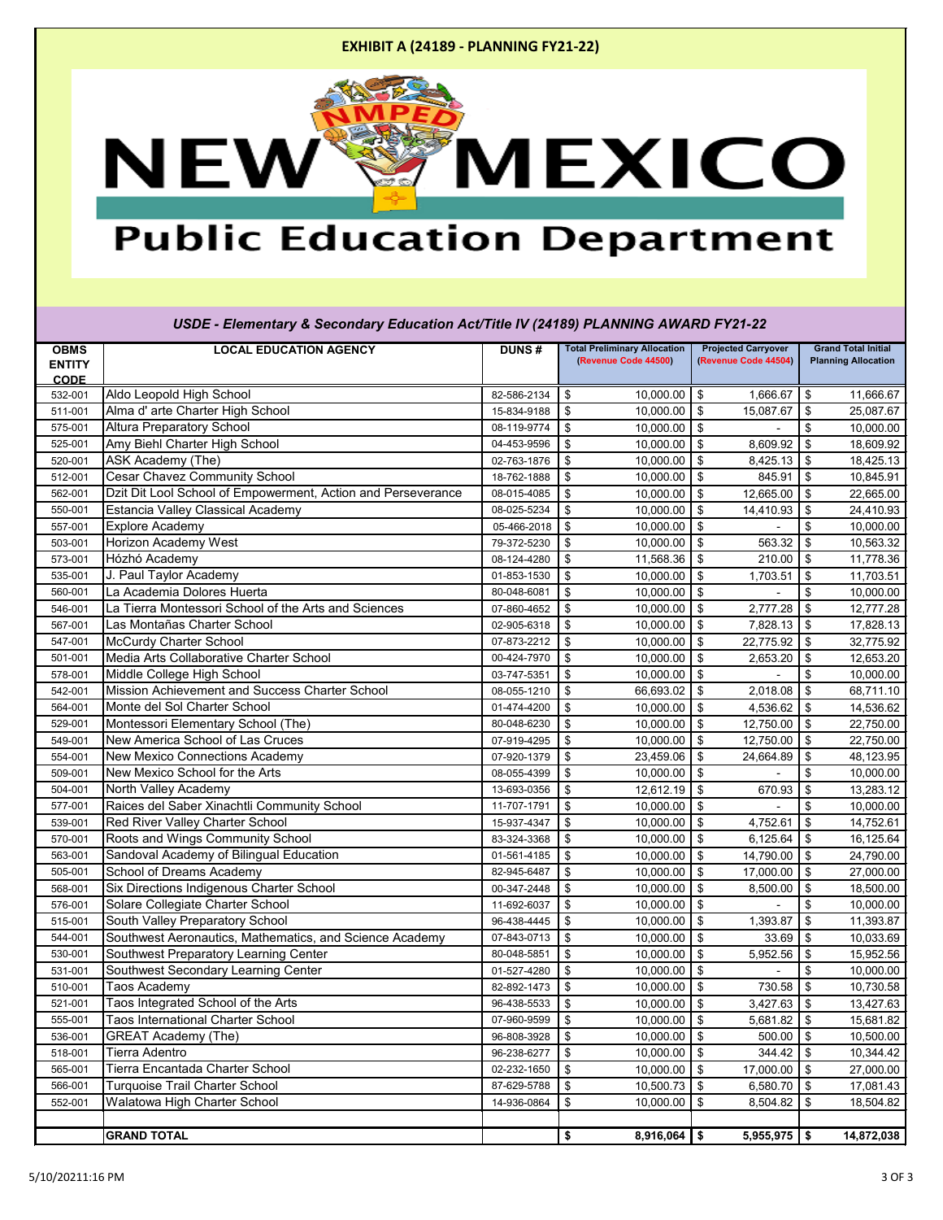**EXHIBIT A (24189 - PLANNING FY21-22)**

# NEW MEXICO Public Education Department

***USDE - Elementary & Secondary Education Act/Title IV (24189) PLANNING AWARD FY21-22***

| OBMS ENTITY CODE | LOCAL EDUCATION AGENCY | DUNS # | Total Preliminary Allocation (Revenue Code 44500) | Projected Carryover (Revenue Code 44504) | Grand Total Initial Planning Allocation |
|---|---|---|---|---|---|
| 532-001 | Aldo Leopold High School | 82-586-2134 | $ 10,000.00 | $ 1,666.67 | $ 11,666.67 |
| 511-001 | Alma d' arte Charter High School | 15-834-9188 | $ 10,000.00 | $ 15,087.67 | $ 25,087.67 |
| 575-001 | Altura Preparatory School | 08-119-9774 | $ 10,000.00 | $ - | $ 10,000.00 |
| 525-001 | Amy Biehl Charter High School | 04-453-9596 | $ 10,000.00 | $ 8,609.92 | $ 18,609.92 |
| 520-001 | ASK Academy (The) | 02-763-1876 | $ 10,000.00 | $ 8,425.13 | $ 18,425.13 |
| 512-001 | Cesar Chavez Community School | 18-762-1888 | $ 10,000.00 | $ 845.91 | $ 10,845.91 |
| 562-001 | Dzit Dit Lool School of Empowerment, Action and Perseverance | 08-015-4085 | $ 10,000.00 | $ 12,665.00 | $ 22,665.00 |
| 550-001 | Estancia Valley Classical Academy | 08-025-5234 | $ 10,000.00 | $ 14,410.93 | $ 24,410.93 |
| 557-001 | Explore Academy | 05-466-2018 | $ 10,000.00 | $ - | $ 10,000.00 |
| 503-001 | Horizon Academy West | 79-372-5230 | $ 10,000.00 | $ 563.32 | $ 10,563.32 |
| 573-001 | Hózhó Academy | 08-124-4280 | $ 11,568.36 | $ 210.00 | $ 11,778.36 |
| 535-001 | J. Paul Taylor Academy | 01-853-1530 | $ 10,000.00 | $ 1,703.51 | $ 11,703.51 |
| 560-001 | La Academia Dolores Huerta | 80-048-6081 | $ 10,000.00 | $ - | $ 10,000.00 |
| 546-001 | La Tierra Montessori School of the Arts and Sciences | 07-860-4652 | $ 10,000.00 | $ 2,777.28 | $ 12,777.28 |
| 567-001 | Las Montañas Charter School | 02-905-6318 | $ 10,000.00 | $ 7,828.13 | $ 17,828.13 |
| 547-001 | McCurdy Charter School | 07-873-2212 | $ 10,000.00 | $ 22,775.92 | $ 32,775.92 |
| 501-001 | Media Arts Collaborative Charter School | 00-424-7970 | $ 10,000.00 | $ 2,653.20 | $ 12,653.20 |
| 578-001 | Middle College High School | 03-747-5351 | $ 10,000.00 | $ - | $ 10,000.00 |
| 542-001 | Mission Achievement and Success Charter School | 08-055-1210 | $ 66,693.02 | $ 2,018.08 | $ 68,711.10 |
| 564-001 | Monte del Sol Charter School | 01-474-4200 | $ 10,000.00 | $ 4,536.62 | $ 14,536.62 |
| 529-001 | Montessori Elementary School (The) | 80-048-6230 | $ 10,000.00 | $ 12,750.00 | $ 22,750.00 |
| 549-001 | New America School of Las Cruces | 07-919-4295 | $ 10,000.00 | $ 12,750.00 | $ 22,750.00 |
| 554-001 | New Mexico Connections Academy | 07-920-1379 | $ 23,459.06 | $ 24,664.89 | $ 48,123.95 |
| 509-001 | New Mexico School for the Arts | 08-055-4399 | $ 10,000.00 | $ - | $ 10,000.00 |
| 504-001 | North Valley Academy | 13-693-0356 | $ 12,612.19 | $ 670.93 | $ 13,283.12 |
| 577-001 | Raices del Saber Xinachtli Community School | 11-707-1791 | $ 10,000.00 | $ - | $ 10,000.00 |
| 539-001 | Red River Valley Charter School | 15-937-4347 | $ 10,000.00 | $ 4,752.61 | $ 14,752.61 |
| 570-001 | Roots and Wings Community School | 83-324-3368 | $ 10,000.00 | $ 6,125.64 | $ 16,125.64 |
| 563-001 | Sandoval Academy of Bilingual Education | 01-561-4185 | $ 10,000.00 | $ 14,790.00 | $ 24,790.00 |
| 505-001 | School of Dreams Academy | 82-945-6487 | $ 10,000.00 | $ 17,000.00 | $ 27,000.00 |
| 568-001 | Six Directions Indigenous Charter School | 00-347-2448 | $ 10,000.00 | $ 8,500.00 | $ 18,500.00 |
| 576-001 | Solare Collegiate Charter School | 11-692-6037 | $ 10,000.00 | $ - | $ 10,000.00 |
| 515-001 | South Valley Preparatory School | 96-438-4445 | $ 10,000.00 | $ 1,393.87 | $ 11,393.87 |
| 544-001 | Southwest Aeronautics, Mathematics, and Science Academy | 07-843-0713 | $ 10,000.00 | $ 33.69 | $ 10,033.69 |
| 530-001 | Southwest Preparatory Learning Center | 80-048-5851 | $ 10,000.00 | $ 5,952.56 | $ 15,952.56 |
| 531-001 | Southwest Secondary Learning Center | 01-527-4280 | $ 10,000.00 | $ - | $ 10,000.00 |
| 510-001 | Taos Academy | 82-892-1473 | $ 10,000.00 | $ 730.58 | $ 10,730.58 |
| 521-001 | Taos Integrated School of the Arts | 96-438-5533 | $ 10,000.00 | $ 3,427.63 | $ 13,427.63 |
| 555-001 | Taos International Charter School | 07-960-9599 | $ 10,000.00 | $ 5,681.82 | $ 15,681.82 |
| 536-001 | GREAT Academy (The) | 96-808-3928 | $ 10,000.00 | $ 500.00 | $ 10,500.00 |
| 518-001 | Tierra Adentro | 96-238-6277 | $ 10,000.00 | $ 344.42 | $ 10,344.42 |
| 565-001 | Tierra Encantada Charter School | 02-232-1650 | $ 10,000.00 | $ 17,000.00 | $ 27,000.00 |
| 566-001 | Turquoise Trail Charter School | 87-629-5788 | $ 10,500.73 | $ 6,580.70 | $ 17,081.43 |
| 552-001 | Walatowa High Charter School | 14-936-0864 | $ 10,000.00 | $ 8,504.82 | $ 18,504.82 |
| | | | | | |
| | **GRAND TOTAL** | | **$ 8,916,064** | **$ 5,955,975** | **$ 14,872,038** |

5/10/20211:16 PM